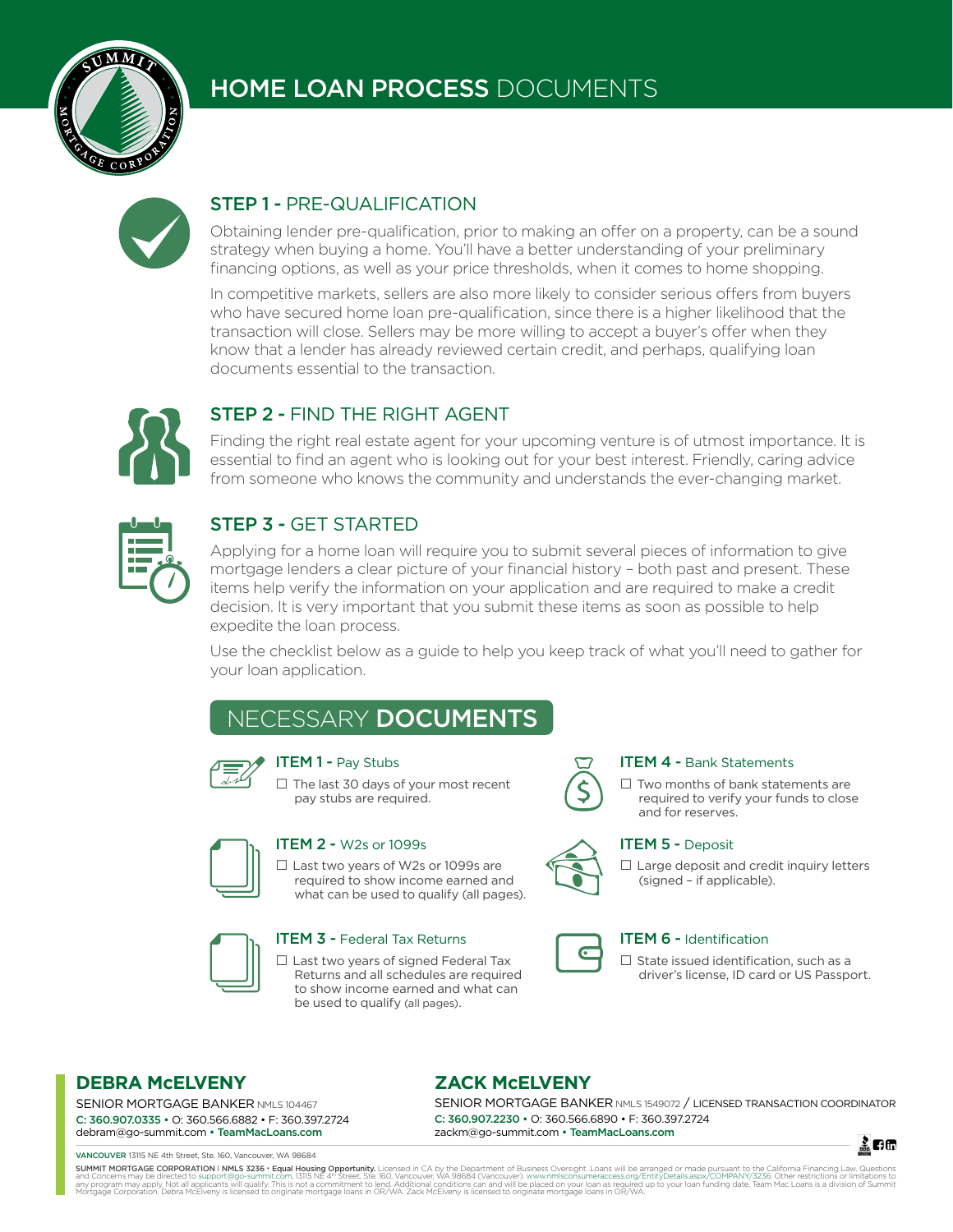# HOME LOAN PROCESS DOCUMENTS

## STEP 1 - PRE-QUALIFICATION

Obtaining lender pre-qualification, prior to making an offer on a property, can be a sound strategy when buying a home. You'll have a better understanding of your preliminary financing options, as well as your price thresholds, when it comes to home shopping.

In competitive markets, sellers are also more likely to consider serious offers from buyers who have secured home loan pre-qualification, since there is a higher likelihood that the transaction will close. Sellers may be more willing to accept a buyer's offer when they know that a lender has already reviewed certain credit, and perhaps, qualifying loan documents essential to the transaction.

## STEP 2 - FIND THE RIGHT AGENT

Finding the right real estate agent for your upcoming venture is of utmost importance. It is essential to find an agent who is looking out for your best interest. Friendly, caring advice from someone who knows the community and understands the ever-changing market.

## STEP 3 - GET STARTED

Applying for a home loan will require you to submit several pieces of information to give mortgage lenders a clear picture of your financial history – both past and present. These items help verify the information on your application and are required to make a credit decision. It is very important that you submit these items as soon as possible to help expedite the loan process.

Use the checklist below as a guide to help you keep track of what you'll need to gather for your loan application.

## NECESSARY **DOCUMENTS**

### ITEM 1 - Pay Stubs

- ☐ The last 30 days of your most recent pay stubs are required.

### ITEM 2 - W2s or 1099s

- ☐ Last two years of W2s or 1099s are required to show income earned and what can be used to qualify (all pages).

### ITEM 3 - Federal Tax Returns

- ☐ Last two years of signed Federal Tax Returns and all schedules are required to show income earned and what can be used to qualify (all pages).

### ITEM 4 - Bank Statements

- ☐ Two months of bank statements are required to verify your funds to close and for reserves.

### ITEM 5 - Deposit

- ☐ Large deposit and credit inquiry letters (signed – if applicable).

### ITEM 6 - Identification

- ☐ State issued identification, such as a driver's license, ID card or US Passport.

---

**DEBRA McELVENY**
SENIOR MORTGAGE BANKER NMLS 104467
C: 360.907.0335 • O: 360.566.6882 • F: 360.397.2724
debram@go-summit.com • TeamMacLoans.com

**ZACK McELVENY**
SENIOR MORTGAGE BANKER NMLS 1549072 / LICENSED TRANSACTION COORDINATOR
C: 360.907.2230 • O: 360.566.6890 • F: 360.397.2724
zackm@go-summit.com • TeamMacLoans.com

VANCOUVER 13115 NE 4th Street, Ste. 160, Vancouver, WA 98684

**SUMMIT MORTGAGE CORPORATION | NMLS 3236 • Equal Housing Opportunity.** Licensed in CA by the Department of Business Oversight. Loans will be arranged or made pursuant to the California Financing Law. Questions and Concerns may be directed to support@go-summit.com, 13115 NE 4th Street, Ste. 160, Vancouver, WA 98684 (Vancouver). www.nmlsconsumeraccess.org/EntityDetails.aspx/COMPANY/3236. Other restrictions or limitations to any program may apply. Not all applicants will qualify. This is not a commitment to lend. Additional conditions can and will be placed on your loan as required up to your loan funding date. Team Mac Loans is a division of Summit Mortgage Corporation. Debra McElveny is licensed to originate mortgage loans in OR/WA. Zack McElveny is licensed to originate mortgage loans in OR/WA.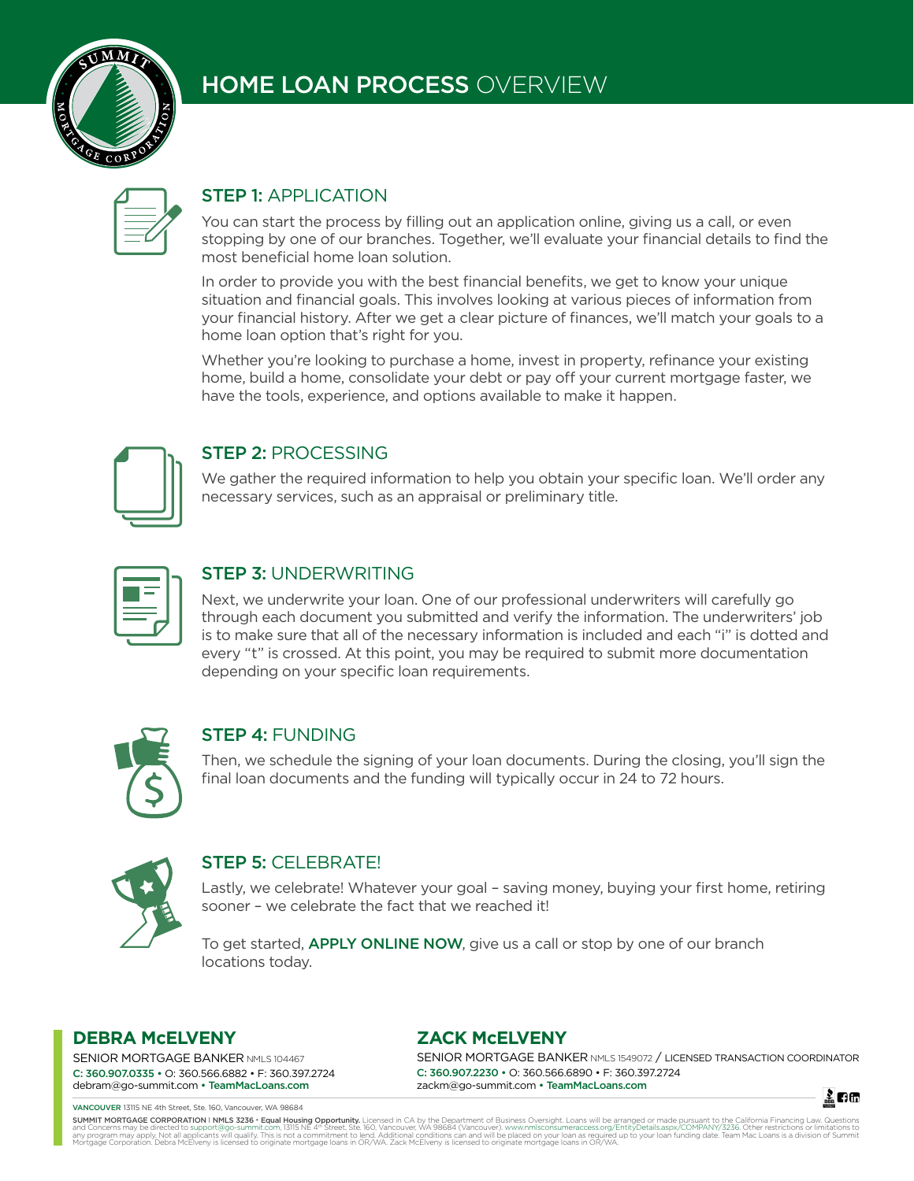# HOME LOAN PROCESS OVERVIEW

## STEP 1: APPLICATION

You can start the process by filling out an application online, giving us a call, or even stopping by one of our branches. Together, we'll evaluate your financial details to find the most beneficial home loan solution.

In order to provide you with the best financial benefits, we get to know your unique situation and financial goals. This involves looking at various pieces of information from your financial history. After we get a clear picture of finances, we'll match your goals to a home loan option that's right for you.

Whether you're looking to purchase a home, invest in property, refinance your existing home, build a home, consolidate your debt or pay off your current mortgage faster, we have the tools, experience, and options available to make it happen.

## STEP 2: PROCESSING

We gather the required information to help you obtain your specific loan. We'll order any necessary services, such as an appraisal or preliminary title.

## STEP 3: UNDERWRITING

Next, we underwrite your loan. One of our professional underwriters will carefully go through each document you submitted and verify the information. The underwriters' job is to make sure that all of the necessary information is included and each "i" is dotted and every "t" is crossed. At this point, you may be required to submit more documentation depending on your specific loan requirements.

## STEP 4: FUNDING

Then, we schedule the signing of your loan documents. During the closing, you'll sign the final loan documents and the funding will typically occur in 24 to 72 hours.

## STEP 5: CELEBRATE!

Lastly, we celebrate! Whatever your goal – saving money, buying your first home, retiring sooner – we celebrate the fact that we reached it!

To get started, **APPLY ONLINE NOW**, give us a call or stop by one of our branch locations today.

**DEBRA McELVENY**
SENIOR MORTGAGE BANKER NMLS 104467
C: 360.907.0335 • O: 360.566.6882 • F: 360.397.2724
debram@go-summit.com • TeamMacLoans.com

**ZACK McELVENY**
SENIOR MORTGAGE BANKER NMLS 1549072 / LICENSED TRANSACTION COORDINATOR
C: 360.907.2230 • O: 360.566.6890 • F: 360.397.2724
zackm@go-summit.com • TeamMacLoans.com

VANCOUVER 13115 NE 4th Street, Ste. 160, Vancouver, WA 98684

SUMMIT MORTGAGE CORPORATION | NMLS 3236 • Equal Housing Opportunity. Licensed in CA by the Department of Business Oversight. Loans will be arranged or made pursuant to the California Financing Law. Questions and Concerns may be directed to support@go-summit.com, 13115 NE 4th Street, Ste. 160, Vancouver, WA 98684 (Vancouver). www.nmlsconsumeraccess.org/EntityDetails.aspx/COMPANY/3236. Other restrictions or limitations to any program may apply. Not all applicants will qualify. This is not a commitment to lend. Additional conditions can and will be placed on your loan as required up to your loan funding date. Team Mac Loans is a division of Summit Mortgage Corporation. Debra McElveny is licensed to originate mortgage loans in OR/WA. Zack McElveny is licensed to originate mortgage loans in OR/WA.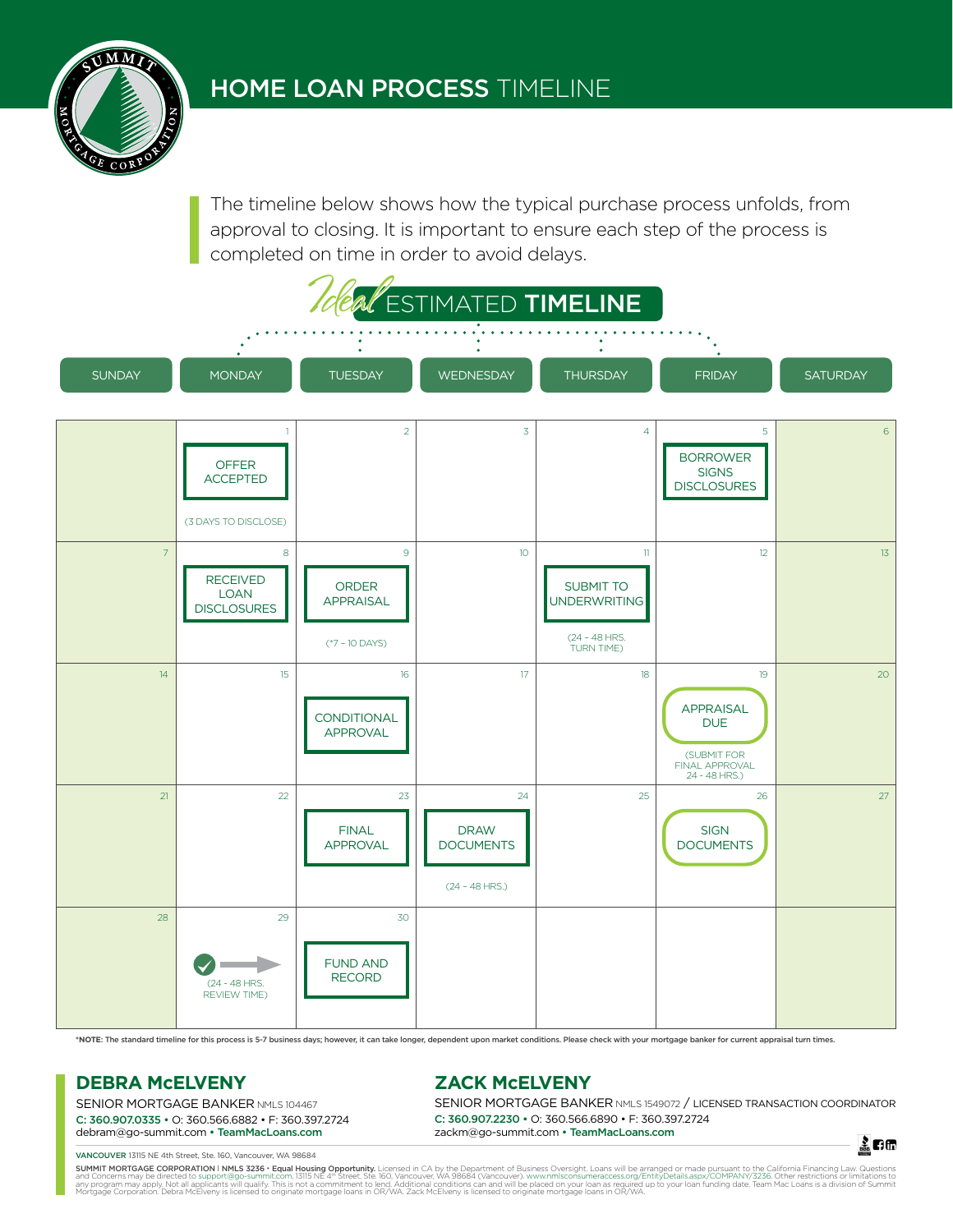# HOME LOAN PROCESS TIMELINE

The timeline below shows how the typical purchase process unfolds, from approval to closing. It is important to ensure each step of the process is completed on time in order to avoid delays.

## *Ideal* ESTIMATED **TIMELINE**

| SUNDAY | MONDAY | TUESDAY | WEDNESDAY | THURSDAY | FRIDAY | SATURDAY |
|---|---|---|---|---|---|---|
| | 1 OFFER ACCEPTED (3 DAYS TO DISCLOSE) | 2 | 3 | 4 | 5 BORROWER SIGNS DISCLOSURES | 6 |
| 7 | 8 RECEIVED LOAN DISCLOSURES | 9 ORDER APPRAISAL (*7 – 10 DAYS) | 10 | 11 SUBMIT TO UNDERWRITING (24 – 48 HRS. TURN TIME) | 12 | 13 |
| 14 | 15 | 16 CONDITIONAL APPROVAL | 17 | 18 | 19 APPRAISAL DUE (SUBMIT FOR FINAL APPROVAL 24 - 48 HRS.) | 20 |
| 21 | 22 | 23 FINAL APPROVAL | 24 DRAW DOCUMENTS (24 – 48 HRS.) | 25 | 26 SIGN DOCUMENTS | 27 |
| 28 | 29 ✓ → (24 - 48 HRS. REVIEW TIME) | 30 FUND AND RECORD | | | | |

***NOTE:** The standard timeline for this process is 5-7 business days; however, it can take longer, dependent upon market conditions. Please check with your mortgage banker for current appraisal turn times.

## DEBRA McELVENY

SENIOR MORTGAGE BANKER NMLS 104467
**C: 360.907.0335** • O: 360.566.6882 • F: 360.397.2724
debram@go-summit.com • **TeamMacLoans.com**

## ZACK McELVENY

SENIOR MORTGAGE BANKER NMLS 1549072 / LICENSED TRANSACTION COORDINATOR
**C: 360.907.2230** • O: 360.566.6890 • F: 360.397.2724
zackm@go-summit.com • **TeamMacLoans.com**

**VANCOUVER** 13115 NE 4th Street, Ste. 160, Vancouver, WA 98684

**SUMMIT MORTGAGE CORPORATION | NMLS 3236 • Equal Housing Opportunity.** Licensed in CA by the Department of Business Oversight. Loans will be arranged or made pursuant to the California Financing Law. Questions and Concerns may be directed to support@go-summit.com, 13115 NE 4th Street, Ste. 160, Vancouver, WA 98684 (Vancouver). www.nmlsconsumeraccess.org/EntityDetails.aspx/COMPANY/3236. Other restrictions or limitations to any program may apply. Not all applicants will qualify. This is not a commitment to lend. Additional conditions can and will be placed on your loan as required up to your loan funding date. Team Mac Loans is a division of Summit Mortgage Corporation. Debra McElveny is licensed to originate mortgage loans in OR/WA. Zack McElveny is licensed to originate mortgage loans in OR/WA.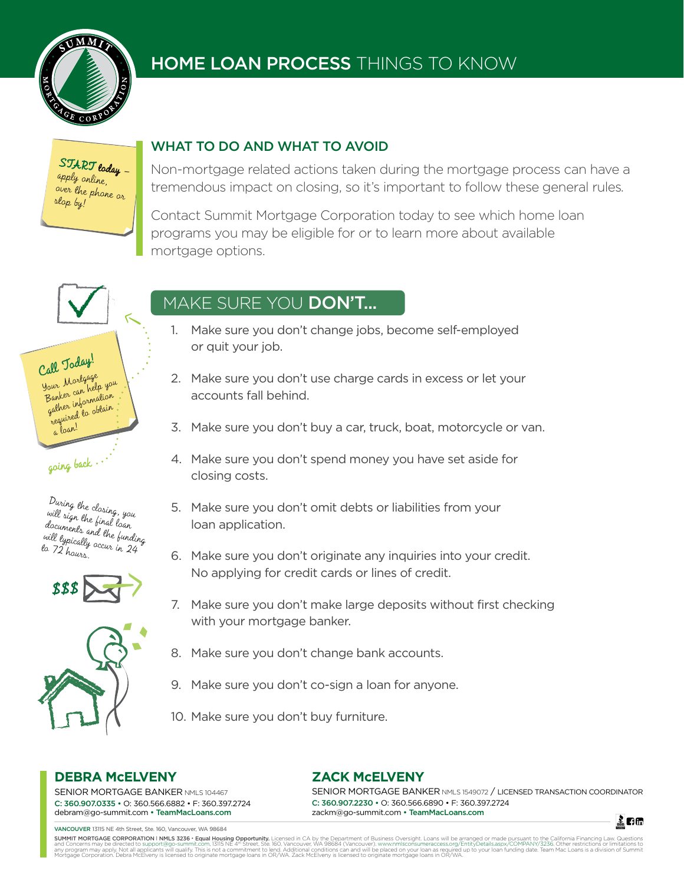# HOME LOAN PROCESS THINGS TO KNOW

*START today – apply online, over the phone or stop by!*

## WHAT TO DO AND WHAT TO AVOID

Non-mortgage related actions taken during the mortgage process can have a tremendous impact on closing, so it's important to follow these general rules.

Contact Summit Mortgage Corporation today to see which home loan programs you may be eligible for or to learn more about available mortgage options.

*Call Today! Your Mortgage Banker can help you gather information required to obtain a loan!*

*going back*

*During the closing, you will sign the final loan documents and the funding will typically occur in 24 to 72 hours.*

*$$$*

## MAKE SURE YOU **DON'T...**

1. Make sure you don't change jobs, become self-employed or quit your job.
2. Make sure you don't use charge cards in excess or let your accounts fall behind.
3. Make sure you don't buy a car, truck, boat, motorcycle or van.
4. Make sure you don't spend money you have set aside for closing costs.
5. Make sure you don't omit debts or liabilities from your loan application.
6. Make sure you don't originate any inquiries into your credit. No applying for credit cards or lines of credit.
7. Make sure you don't make large deposits without first checking with your mortgage banker.
8. Make sure you don't change bank accounts.
9. Make sure you don't co-sign a loan for anyone.
10. Make sure you don't buy furniture.

**DEBRA McELVENY**
SENIOR MORTGAGE BANKER NMLS 104467
C: 360.907.0335 • O: 360.566.6882 • F: 360.397.2724
debram@go-summit.com • TeamMacLoans.com

**ZACK McELVENY**
SENIOR MORTGAGE BANKER NMLS 1549072 / LICENSED TRANSACTION COORDINATOR
C: 360.907.2230 • O: 360.566.6890 • F: 360.397.2724
zackm@go-summit.com • TeamMacLoans.com

VANCOUVER 13115 NE 4th Street, Ste. 160, Vancouver, WA 98684

**SUMMIT MORTGAGE CORPORATION | NMLS 3236 • Equal Housing Opportunity.** Licensed in CA by the Department of Business Oversight. Loans will be arranged or made pursuant to the California Financing Law. Questions and Concerns may be directed to support@go-summit.com, 13115 NE 4th Street, Ste. 160, Vancouver, WA 98684 (Vancouver). www.nmlsconsumeraccess.org/EntityDetails.aspx/COMPANY/3236. Other restrictions or limitations to any program may apply. Not all applicants will qualify. This is not a commitment to lend. Additional conditions can and will be placed on your loan as required up to your loan funding date. Team Mac Loans is a division of Summit Mortgage Corporation. Debra McElveny is licensed to originate mortgage loans in OR/WA. Zack McElveny is licensed to originate mortgage loans in OR/WA.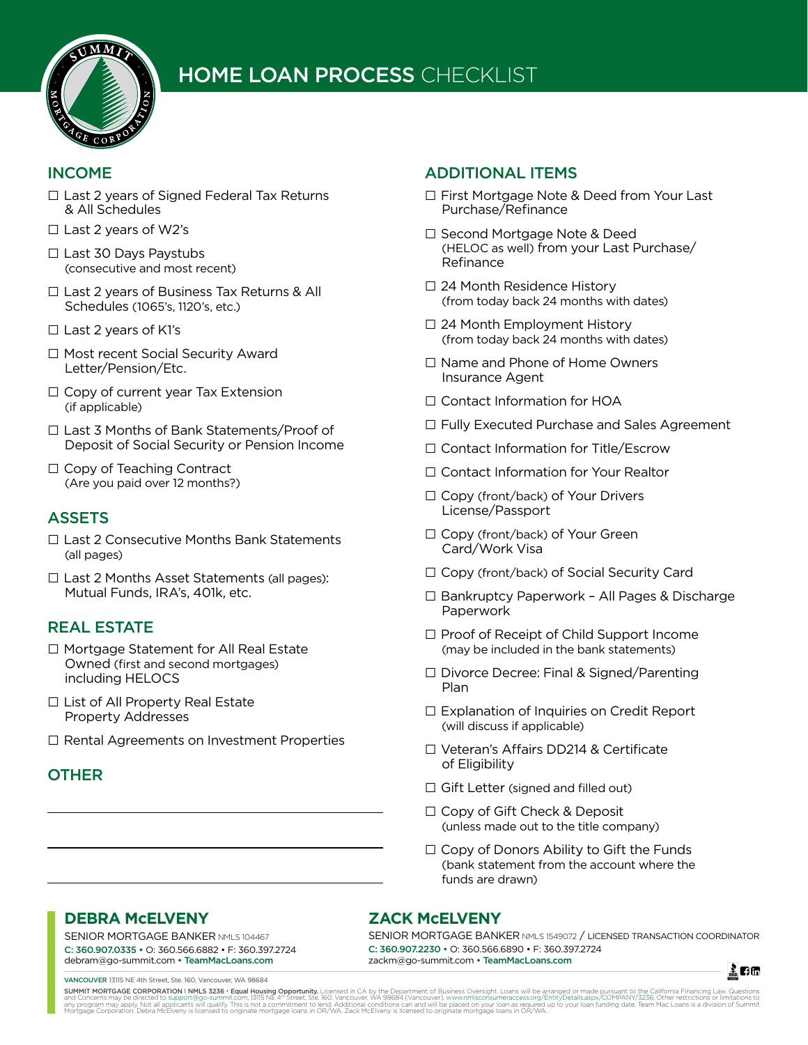# HOME LOAN PROCESS CHECKLIST

## INCOME

- ☐ Last 2 years of Signed Federal Tax Returns & All Schedules
- ☐ Last 2 years of W2's
- ☐ Last 30 Days Paystubs (consecutive and most recent)
- ☐ Last 2 years of Business Tax Returns & All Schedules (1065's, 1120's, etc.)
- ☐ Last 2 years of K1's
- ☐ Most recent Social Security Award Letter/Pension/Etc.
- ☐ Copy of current year Tax Extension (if applicable)
- ☐ Last 3 Months of Bank Statements/Proof of Deposit of Social Security or Pension Income
- ☐ Copy of Teaching Contract (Are you paid over 12 months?)

## ASSETS

- ☐ Last 2 Consecutive Months Bank Statements (all pages)
- ☐ Last 2 Months Asset Statements (all pages): Mutual Funds, IRA's, 401k, etc.

## REAL ESTATE

- ☐ Mortgage Statement for All Real Estate Owned (first and second mortgages) including HELOCS
- ☐ List of All Property Real Estate Property Addresses
- ☐ Rental Agreements on Investment Properties

## OTHER

_______________________________________

_______________________________________

_______________________________________

## ADDITIONAL ITEMS

- ☐ First Mortgage Note & Deed from Your Last Purchase/Refinance
- ☐ Second Mortgage Note & Deed (HELOC as well) from your Last Purchase/Refinance
- ☐ 24 Month Residence History (from today back 24 months with dates)
- ☐ 24 Month Employment History (from today back 24 months with dates)
- ☐ Name and Phone of Home Owners Insurance Agent
- ☐ Contact Information for HOA
- ☐ Fully Executed Purchase and Sales Agreement
- ☐ Contact Information for Title/Escrow
- ☐ Contact Information for Your Realtor
- ☐ Copy (front/back) of Your Drivers License/Passport
- ☐ Copy (front/back) of Your Green Card/Work Visa
- ☐ Copy (front/back) of Social Security Card
- ☐ Bankruptcy Paperwork – All Pages & Discharge Paperwork
- ☐ Proof of Receipt of Child Support Income (may be included in the bank statements)
- ☐ Divorce Decree: Final & Signed/Parenting Plan
- ☐ Explanation of Inquiries on Credit Report (will discuss if applicable)
- ☐ Veteran's Affairs DD214 & Certificate of Eligibility
- ☐ Gift Letter (signed and filled out)
- ☐ Copy of Gift Check & Deposit (unless made out to the title company)
- ☐ Copy of Donors Ability to Gift the Funds (bank statement from the account where the funds are drawn)

**DEBRA McELVENY**
SENIOR MORTGAGE BANKER NMLS 104467
C: 360.907.0335 • O: 360.566.6882 • F: 360.397.2724
debram@go-summit.com • TeamMacLoans.com

**ZACK McELVENY**
SENIOR MORTGAGE BANKER NMLS 1549072 / LICENSED TRANSACTION COORDINATOR
C: 360.907.2230 • O: 360.566.6890 • F: 360.397.2724
zackm@go-summit.com • TeamMacLoans.com

VANCOUVER 13115 NE 4th Street, Ste. 160, Vancouver, WA 98684

SUMMIT MORTGAGE CORPORATION | NMLS 3236 • Equal Housing Opportunity. Licensed in CA by the Department of Business Oversight. Loans will be arranged or made pursuant to the California Financing Law. Questions and Concerns may be directed to support@go-summit.com, 13115 NE 4th Street, Ste. 160, Vancouver, WA 98684 (Vancouver). www.nmlsconsumeraccess.org/EntityDetails.aspx/COMPANY/3236. Other restrictions or limitations to any program may apply. Not all applicants will qualify. This is not a commitment to lend. Additional conditions can and will be placed on your loan as required up to your loan funding date. Team Mac Loans is a division of Summit Mortgage Corporation. Debra McElveny is licensed to originate mortgage loans in OR/WA. Zack McElveny is licensed to originate mortgage loans in OR/WA.